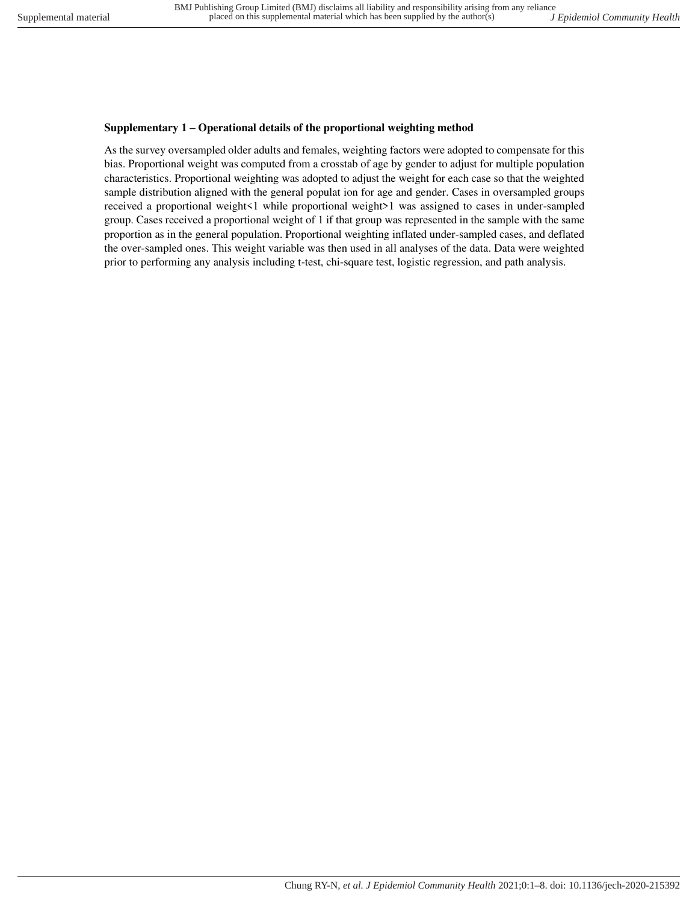**Supplementary 1 – Operational details of the proportional weighting method**

As the survey oversampled older adults and females, weighting factors were adopted to compensate for this bias. Proportional weight was computed from a crosstab of age by gender to adjust for multiple population characteristics. Proportional weighting was adopted to adjust the weight for each case so that the weighted sample distribution aligned with the general populat ion for age and gender. Cases in oversampled groups received a proportional weight<1 while proportional weight>1 was assigned to cases in under-sampled group. Cases received a proportional weight of 1 if that group was represented in the sample with the same proportion as in the general population. Proportional weighting inflated under-sampled cases, and deflated the over-sampled ones. This weight variable was then used in all analyses of the data. Data were weighted prior to performing any analysis including t-test, chi-square test, logistic regression, and path analysis.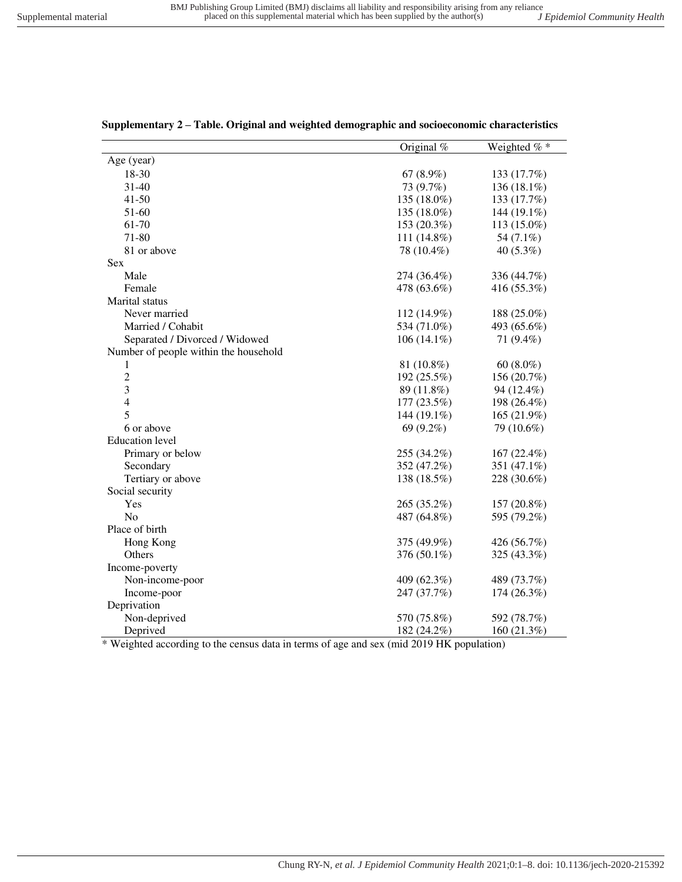**Supplementary 2 – Table. Original and weighted demographic and socioeconomic characteristics**

| | Original % | Weighted % * |
|---|---|---|
| Age (year) | | |
| 18-30 | 67 (8.9%) | 133 (17.7%) |
| 31-40 | 73 (9.7%) | 136 (18.1%) |
| 41-50 | 135 (18.0%) | 133 (17.7%) |
| 51-60 | 135 (18.0%) | 144 (19.1%) |
| 61-70 | 153 (20.3%) | 113 (15.0%) |
| 71-80 | 111 (14.8%) | 54 (7.1%) |
| 81 or above | 78 (10.4%) | 40 (5.3%) |
| Sex | | |
| Male | 274 (36.4%) | 336 (44.7%) |
| Female | 478 (63.6%) | 416 (55.3%) |
| Marital status | | |
| Never married | 112 (14.9%) | 188 (25.0%) |
| Married / Cohabit | 534 (71.0%) | 493 (65.6%) |
| Separated / Divorced / Widowed | 106 (14.1%) | 71 (9.4%) |
| Number of people within the household | | |
| 1 | 81 (10.8%) | 60 (8.0%) |
| 2 | 192 (25.5%) | 156 (20.7%) |
| 3 | 89 (11.8%) | 94 (12.4%) |
| 4 | 177 (23.5%) | 198 (26.4%) |
| 5 | 144 (19.1%) | 165 (21.9%) |
| 6 or above | 69 (9.2%) | 79 (10.6%) |
| Education level | | |
| Primary or below | 255 (34.2%) | 167 (22.4%) |
| Secondary | 352 (47.2%) | 351 (47.1%) |
| Tertiary or above | 138 (18.5%) | 228 (30.6%) |
| Social security | | |
| Yes | 265 (35.2%) | 157 (20.8%) |
| No | 487 (64.8%) | 595 (79.2%) |
| Place of birth | | |
| Hong Kong | 375 (49.9%) | 426 (56.7%) |
| Others | 376 (50.1%) | 325 (43.3%) |
| Income-poverty | | |
| Non-income-poor | 409 (62.3%) | 489 (73.7%) |
| Income-poor | 247 (37.7%) | 174 (26.3%) |
| Deprivation | | |
| Non-deprived | 570 (75.8%) | 592 (78.7%) |
| Deprived | 182 (24.2%) | 160 (21.3%) |

* Weighted according to the census data in terms of age and sex (mid 2019 HK population)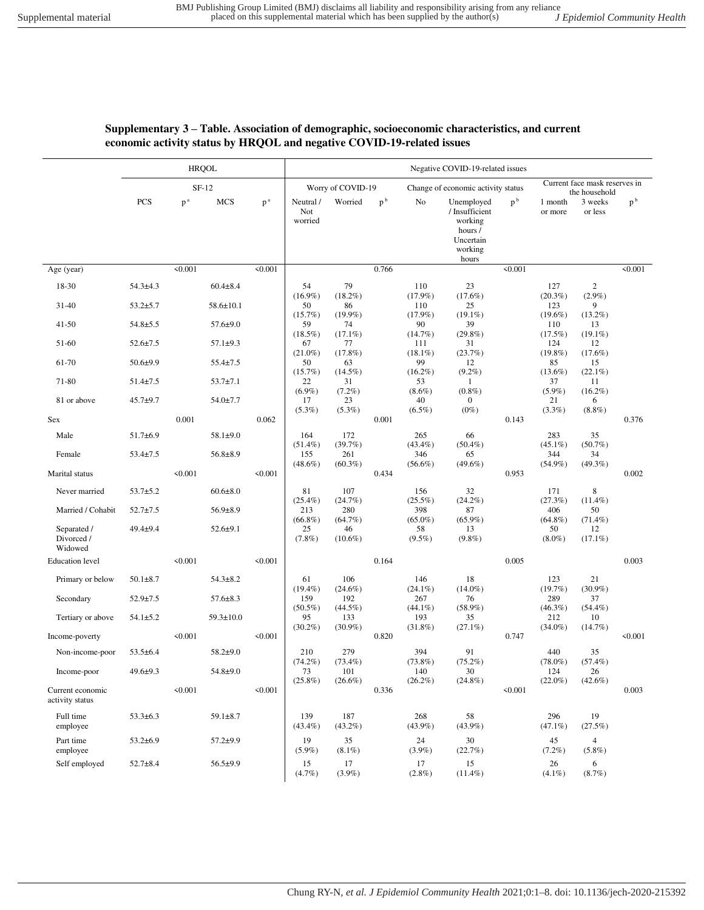**Supplementary 3 – Table. Association of demographic, socioeconomic characteristics, and current economic activity status by HRQOL and negative COVID-19-related issues**

| | HRQOL | | | | Negative COVID-19-related issues | | | | | | | | |
|---|---|---|---|---|---|---|---|---|---|---|---|---|---|
| | SF-12 | | | | Worry of COVID-19 | | | Change of economic activity status | | | Current face mask reserves in the household | | |
| | PCS | p [a] | MCS | p [a] | Neutral / Not worried | Worried | p [b] | No | Unemployed / Insufficient working hours / Uncertain working hours | p [b] | 1 month or more | 3 weeks or less | p [b] |
| Age (year) | | <0.001 | | <0.001 | | | 0.766 | | | <0.001 | | | <0.001 |
| 18-30 | 54.3±4.3 | | 60.4±8.4 | | 54 (16.9%) | 79 (18.2%) | | 110 (17.9%) | 23 (17.6%) | | 127 (20.3%) | 2 (2.9%) | |
| 31-40 | 53.2±5.7 | | 58.6±10.1 | | 50 (15.7%) | 86 (19.9%) | | 110 (17.9%) | 25 (19.1%) | | 123 (19.6%) | 9 (13.2%) | |
| 41-50 | 54.8±5.5 | | 57.6±9.0 | | 59 (18.5%) | 74 (17.1%) | | 90 (14.7%) | 39 (29.8%) | | 110 (17.5%) | 13 (19.1%) | |
| 51-60 | 52.6±7.5 | | 57.1±9.3 | | 67 (21.0%) | 77 (17.8%) | | 111 (18.1%) | 31 (23.7%) | | 124 (19.8%) | 12 (17.6%) | |
| 61-70 | 50.6±9.9 | | 55.4±7.5 | | 50 (15.7%) | 63 (14.5%) | | 99 (16.2%) | 12 (9.2%) | | 85 (13.6%) | 15 (22.1%) | |
| 71-80 | 51.4±7.5 | | 53.7±7.1 | | 22 (6.9%) | 31 (7.2%) | | 53 (8.6%) | 1 (0.8%) | | 37 (5.9%) | 11 (16.2%) | |
| 81 or above | 45.7±9.7 | | 54.0±7.7 | | 17 (5.3%) | 23 (5.3%) | | 40 (6.5%) | 0 (0%) | | 21 (3.3%) | 6 (8.8%) | |
| Sex | | 0.001 | | 0.062 | | | 0.001 | | | 0.143 | | | 0.376 |
| Male | 51.7±6.9 | | 58.1±9.0 | | 164 (51.4%) | 172 (39.7%) | | 265 (43.4%) | 66 (50.4%) | | 283 (45.1%) | 35 (50.7%) | |
| Female | 53.4±7.5 | | 56.8±8.9 | | 155 (48.6%) | 261 (60.3%) | | 346 (56.6%) | 65 (49.6%) | | 344 (54.9%) | 34 (49.3%) | |
| Marital status | | <0.001 | | <0.001 | | | 0.434 | | | 0.953 | | | 0.002 |
| Never married | 53.7±5.2 | | 60.6±8.0 | | 81 (25.4%) | 107 (24.7%) | | 156 (25.5%) | 32 (24.2%) | | 171 (27.3%) | 8 (11.4%) | |
| Married / Cohabit | 52.7±7.5 | | 56.9±8.9 | | 213 (66.8%) | 280 (64.7%) | | 398 (65.0%) | 87 (65.9%) | | 406 (64.8%) | 50 (71.4%) | |
| Separated / Divorced / Widowed | 49.4±9.4 | | 52.6±9.1 | | 25 (7.8%) | 46 (10.6%) | | 58 (9.5%) | 13 (9.8%) | | 50 (8.0%) | 12 (17.1%) | |
| Education level | | <0.001 | | <0.001 | | | 0.164 | | | 0.005 | | | 0.003 |
| Primary or below | 50.1±8.7 | | 54.3±8.2 | | 61 (19.4%) | 106 (24.6%) | | 146 (24.1%) | 18 (14.0%) | | 123 (19.7%) | 21 (30.9%) | |
| Secondary | 52.9±7.5 | | 57.6±8.3 | | 159 (50.5%) | 192 (44.5%) | | 267 (44.1%) | 76 (58.9%) | | 289 (46.3%) | 37 (54.4%) | |
| Tertiary or above | 54.1±5.2 | | 59.3±10.0 | | 95 (30.2%) | 133 (30.9%) | | 193 (31.8%) | 35 (27.1%) | | 212 (34.0%) | 10 (14.7%) | |
| Income-poverty | | <0.001 | | <0.001 | | | 0.820 | | | 0.747 | | | <0.001 |
| Non-income-poor | 53.5±6.4 | | 58.2±9.0 | | 210 (74.2%) | 279 (73.4%) | | 394 (73.8%) | 91 (75.2%) | | 440 (78.0%) | 35 (57.4%) | |
| Income-poor | 49.6±9.3 | | 54.8±9.0 | | 73 (25.8%) | 101 (26.6%) | | 140 (26.2%) | 30 (24.8%) | | 124 (22.0%) | 26 (42.6%) | |
| Current economic activity status | | <0.001 | | <0.001 | | | 0.336 | | | <0.001 | | | 0.003 |
| Full time employee | 53.3±6.3 | | 59.1±8.7 | | 139 (43.4%) | 187 (43.2%) | | 268 (43.9%) | 58 (43.9%) | | 296 (47.1%) | 19 (27.5%) | |
| Part time employee | 53.2±6.9 | | 57.2±9.9 | | 19 (5.9%) | 35 (8.1%) | | 24 (3.9%) | 30 (22.7%) | | 45 (7.2%) | 4 (5.8%) | |
| Self employed | 52.7±8.4 | | 56.5±9.9 | | 15 (4.7%) | 17 (3.9%) | | 17 (2.8%) | 15 (11.4%) | | 26 (4.1%) | 6 (8.7%) | |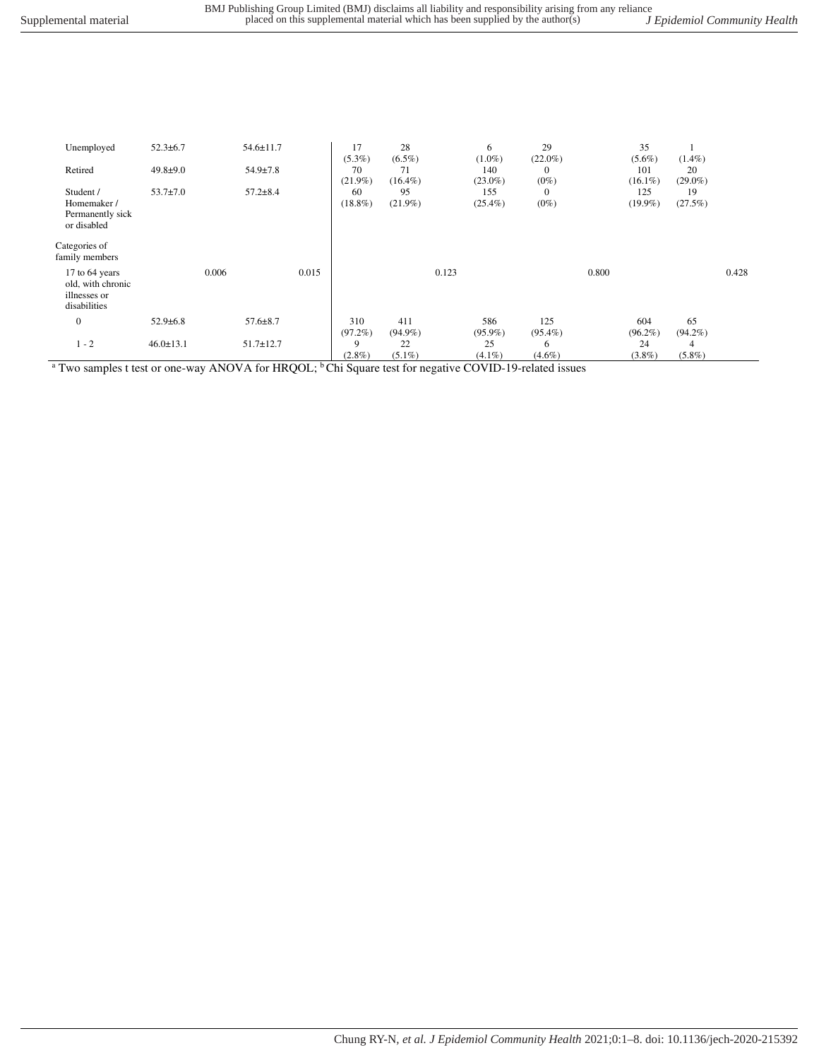| | | | | | | | | | | | | | |
|---|---|---|---|---|---|---|---|---|---|---|---|---|---|
| Unemployed | 52.3±6.7 | | 54.6±11.7 | | 17 (5.3%) | 28 (6.5%) | | 6 (1.0%) | 29 (22.0%) | | 35 (5.6%) | 1 (1.4%) | |
| Retired | 49.8±9.0 | | 54.9±7.8 | | 70 (21.9%) | 71 (16.4%) | | 140 (23.0%) | 0 (0%) | | 101 (16.1%) | 20 (29.0%) | |
| Student / Homemaker / Permanently sick or disabled | 53.7±7.0 | | 57.2±8.4 | | 60 (18.8%) | 95 (21.9%) | | 155 (25.4%) | 0 (0%) | | 125 (19.9%) | 19 (27.5%) | |
| Categories of family members | | | | | | | | | | | | | |
| 17 to 64 years old, with chronic illnesses or disabilities | | 0.006 | | 0.015 | | | 0.123 | | | 0.800 | | | 0.428 |
| 0 | 52.9±6.8 | | 57.6±8.7 | | 310 (97.2%) | 411 (94.9%) | | 586 (95.9%) | 125 (95.4%) | | 604 (96.2%) | 65 (94.2%) | |
| 1 - 2 | 46.0±13.1 | | 51.7±12.7 | | 9 (2.8%) | 22 (5.1%) | | 25 (4.1%) | 6 (4.6%) | | 24 (3.8%) | 4 (5.8%) | |

[a] Two samples t test or one-way ANOVA for HRQOL; [b] Chi Square test for negative COVID-19-related issues